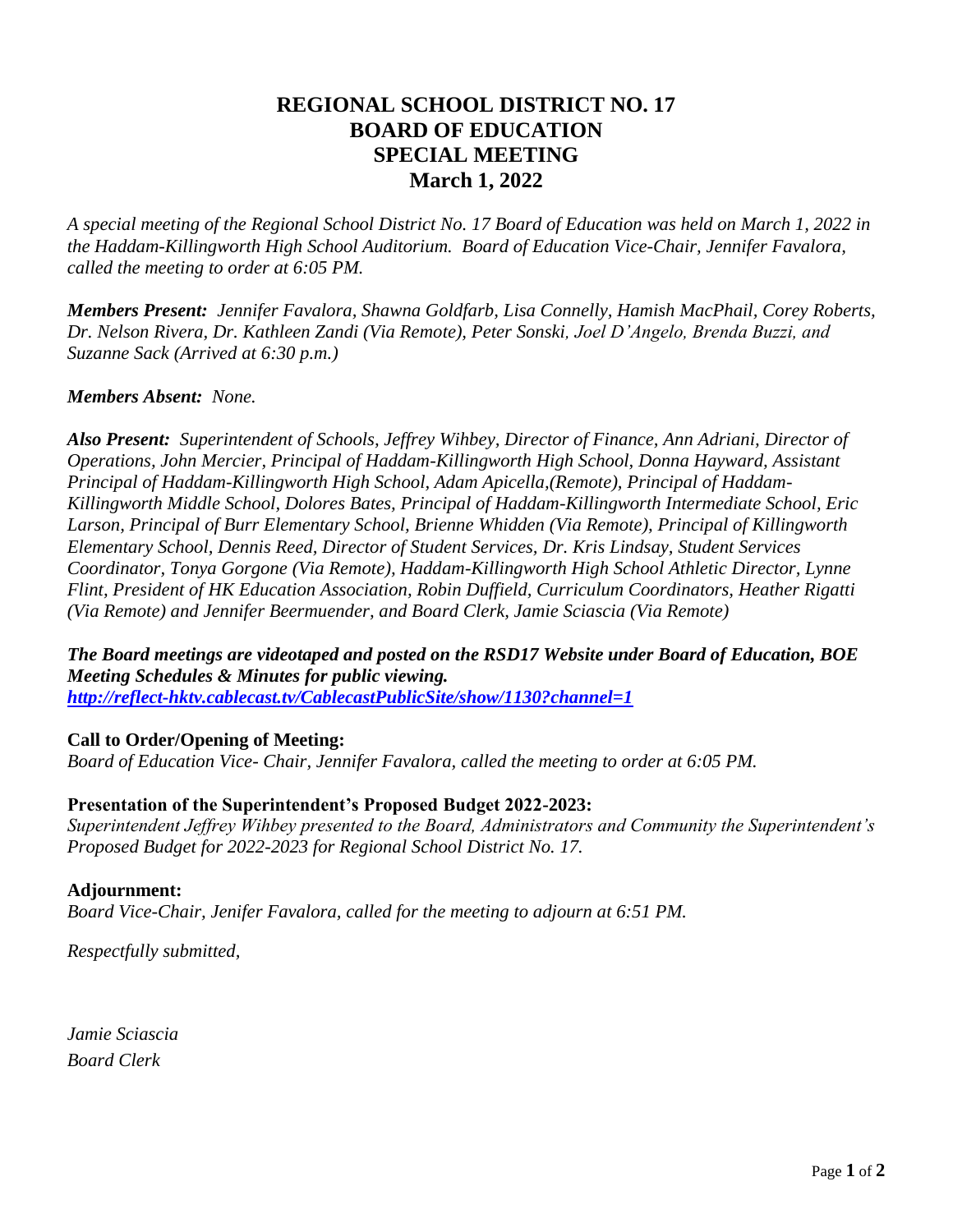# REGIONAL SCHOOL DISTRICT NO. 17
# BOARD OF EDUCATION
# SPECIAL MEETING
# March 1, 2022

*A special meeting of the Regional School District No. 17 Board of Education was held on March 1, 2022 in the Haddam-Killingworth High School Auditorium. Board of Education Vice-Chair, Jennifer Favalora, called the meeting to order at 6:05 PM.*

***Members Present:*** *Jennifer Favalora, Shawna Goldfarb, Lisa Connelly, Hamish MacPhail, Corey Roberts, Dr. Nelson Rivera, Dr. Kathleen Zandi (Via Remote), Peter Sonski, Joel D'Angelo, Brenda Buzzi, and Suzanne Sack (Arrived at 6:30 p.m.)*

***Members Absent:*** *None.*

***Also Present:*** *Superintendent of Schools, Jeffrey Wihbey, Director of Finance, Ann Adriani, Director of Operations, John Mercier, Principal of Haddam-Killingworth High School, Donna Hayward, Assistant Principal of Haddam-Killingworth High School, Adam Apicella,(Remote), Principal of Haddam-Killingworth Middle School, Dolores Bates, Principal of Haddam-Killingworth Intermediate School, Eric Larson, Principal of Burr Elementary School, Brienne Whidden (Via Remote), Principal of Killingworth Elementary School, Dennis Reed, Director of Student Services, Dr. Kris Lindsay, Student Services Coordinator, Tonya Gorgone (Via Remote), Haddam-Killingworth High School Athletic Director, Lynne Flint, President of HK Education Association, Robin Duffield, Curriculum Coordinators, Heather Rigatti (Via Remote) and Jennifer Beermuender, and Board Clerk, Jamie Sciascia (Via Remote)*

***The Board meetings are videotaped and posted on the RSD17 Website under Board of Education, BOE Meeting Schedules & Minutes for public viewing.***
***http://reflect-hktv.cablecast.tv/CablecastPublicSite/show/1130?channel=1***

**Call to Order/Opening of Meeting:**
*Board of Education Vice- Chair, Jennifer Favalora, called the meeting to order at 6:05 PM.*

**Presentation of the Superintendent's Proposed Budget 2022-2023:**
*Superintendent Jeffrey Wihbey presented to the Board, Administrators and Community the Superintendent's Proposed Budget for 2022-2023 for Regional School District No. 17.*

**Adjournment:**
*Board Vice-Chair, Jenifer Favalora, called for the meeting to adjourn at 6:51 PM.*

*Respectfully submitted,*

*Jamie Sciascia*
*Board Clerk*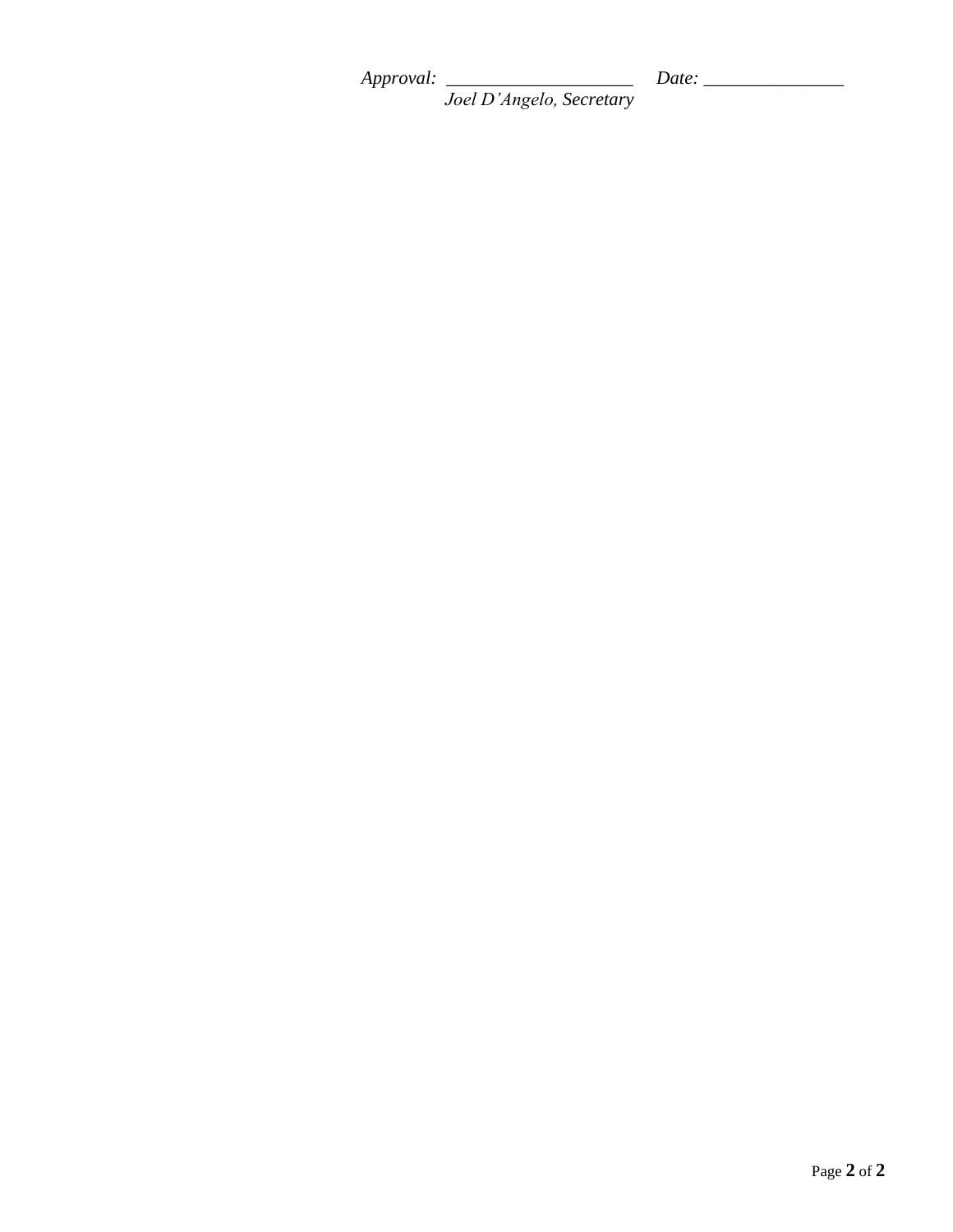*Approval:* ____________________ *Date:* _______________
*Joel D'Angelo, Secretary*